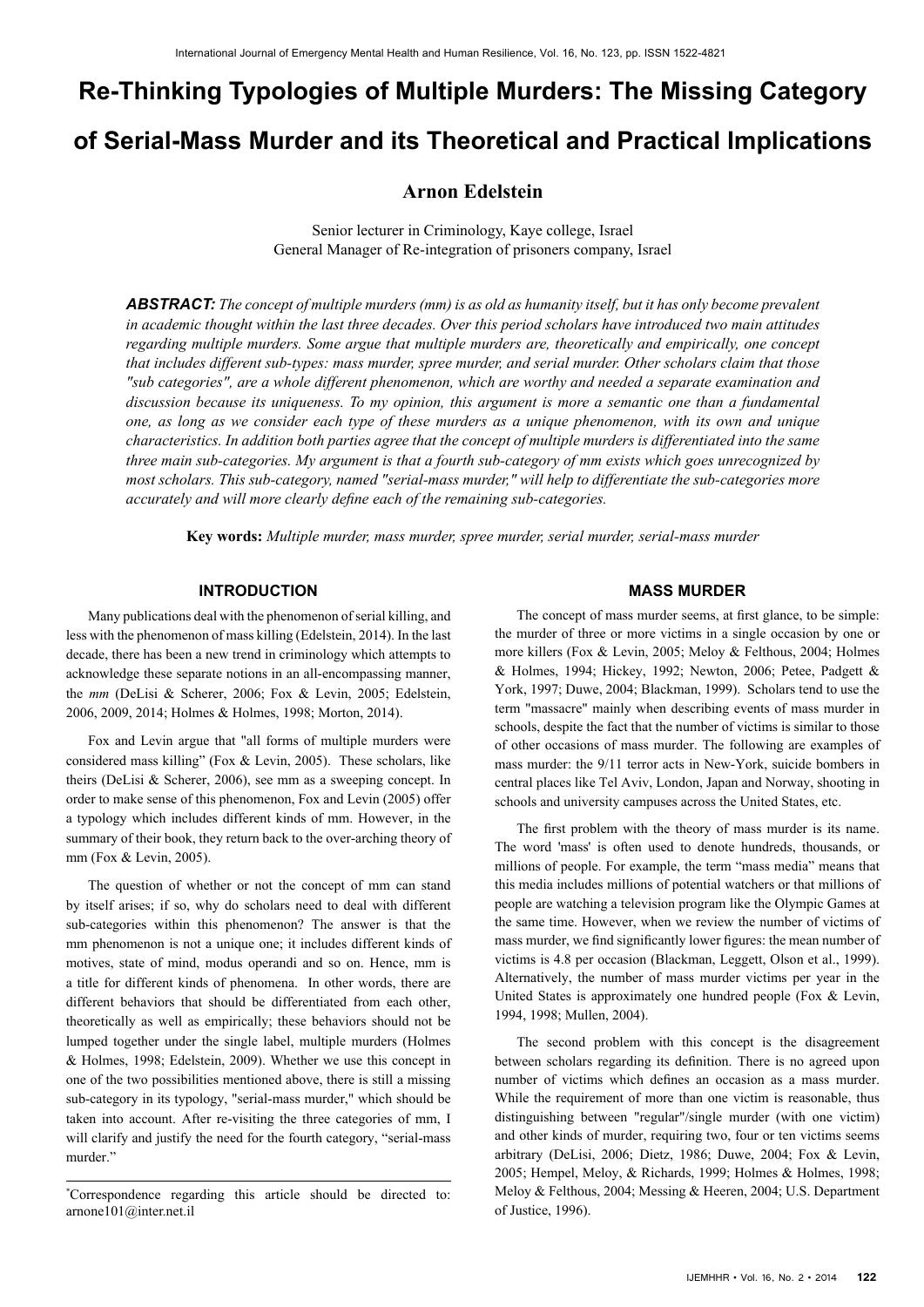# Re-Thinking Typologies of Multiple Murders: The Missing Category of Serial-Mass Murder and its Theoretical and Practical Implications

**Arnon Edelstein**

Senior lecturer in Criminology, Kaye college, Israel
General Manager of Re-integration of prisoners company, Israel

***ABSTRACT:*** *The concept of multiple murders (mm) is as old as humanity itself, but it has only become prevalent in academic thought within the last three decades. Over this period scholars have introduced two main attitudes regarding multiple murders. Some argue that multiple murders are, theoretically and empirically, one concept that includes different sub-types: mass murder, spree murder, and serial murder. Other scholars claim that those "sub categories", are a whole different phenomenon, which are worthy and needed a separate examination and discussion because its uniqueness. To my opinion, this argument is more a semantic one than a fundamental one, as long as we consider each type of these murders as a unique phenomenon, with its own and unique characteristics. In addition both parties agree that the concept of multiple murders is differentiated into the same three main sub-categories. My argument is that a fourth sub-category of mm exists which goes unrecognized by most scholars. This sub-category, named "serial-mass murder," will help to differentiate the sub-categories more accurately and will more clearly define each of the remaining sub-categories.*

**Key words:** *Multiple murder, mass murder, spree murder, serial murder, serial-mass murder*

## INTRODUCTION

Many publications deal with the phenomenon of serial killing, and less with the phenomenon of mass killing (Edelstein, 2014). In the last decade, there has been a new trend in criminology which attempts to acknowledge these separate notions in an all-encompassing manner, the *mm* (DeLisi & Scherer, 2006; Fox & Levin, 2005; Edelstein, 2006, 2009, 2014; Holmes & Holmes, 1998; Morton, 2014).

Fox and Levin argue that "all forms of multiple murders were considered mass killing" (Fox & Levin, 2005). These scholars, like theirs (DeLisi & Scherer, 2006), see mm as a sweeping concept. In order to make sense of this phenomenon, Fox and Levin (2005) offer a typology which includes different kinds of mm. However, in the summary of their book, they return back to the over-arching theory of mm (Fox & Levin, 2005).

The question of whether or not the concept of mm can stand by itself arises; if so, why do scholars need to deal with different sub-categories within this phenomenon? The answer is that the mm phenomenon is not a unique one; it includes different kinds of motives, state of mind, modus operandi and so on. Hence, mm is a title for different kinds of phenomena. In other words, there are different behaviors that should be differentiated from each other, theoretically as well as empirically; these behaviors should not be lumped together under the single label, multiple murders (Holmes & Holmes, 1998; Edelstein, 2009). Whether we use this concept in one of the two possibilities mentioned above, there is still a missing sub-category in its typology, "serial-mass murder," which should be taken into account. After re-visiting the three categories of mm, I will clarify and justify the need for the fourth category, "serial-mass murder."

*Correspondence regarding this article should be directed to: arnone101@inter.net.il

## MASS MURDER

The concept of mass murder seems, at first glance, to be simple: the murder of three or more victims in a single occasion by one or more killers (Fox & Levin, 2005; Meloy & Felthous, 2004; Holmes & Holmes, 1994; Hickey, 1992; Newton, 2006; Petee, Padgett & York, 1997; Duwe, 2004; Blackman, 1999). Scholars tend to use the term "massacre" mainly when describing events of mass murder in schools, despite the fact that the number of victims is similar to those of other occasions of mass murder. The following are examples of mass murder: the 9/11 terror acts in New-York, suicide bombers in central places like Tel Aviv, London, Japan and Norway, shooting in schools and university campuses across the United States, etc.

The first problem with the theory of mass murder is its name. The word 'mass' is often used to denote hundreds, thousands, or millions of people. For example, the term "mass media" means that this media includes millions of potential watchers or that millions of people are watching a television program like the Olympic Games at the same time. However, when we review the number of victims of mass murder, we find significantly lower figures: the mean number of victims is 4.8 per occasion (Blackman, Leggett, Olson et al., 1999). Alternatively, the number of mass murder victims per year in the United States is approximately one hundred people (Fox & Levin, 1994, 1998; Mullen, 2004).

The second problem with this concept is the disagreement between scholars regarding its definition. There is no agreed upon number of victims which defines an occasion as a mass murder. While the requirement of more than one victim is reasonable, thus distinguishing between "regular"/single murder (with one victim) and other kinds of murder, requiring two, four or ten victims seems arbitrary (DeLisi, 2006; Dietz, 1986; Duwe, 2004; Fox & Levin, 2005; Hempel, Meloy, & Richards, 1999; Holmes & Holmes, 1998; Meloy & Felthous, 2004; Messing & Heeren, 2004; U.S. Department of Justice, 1996).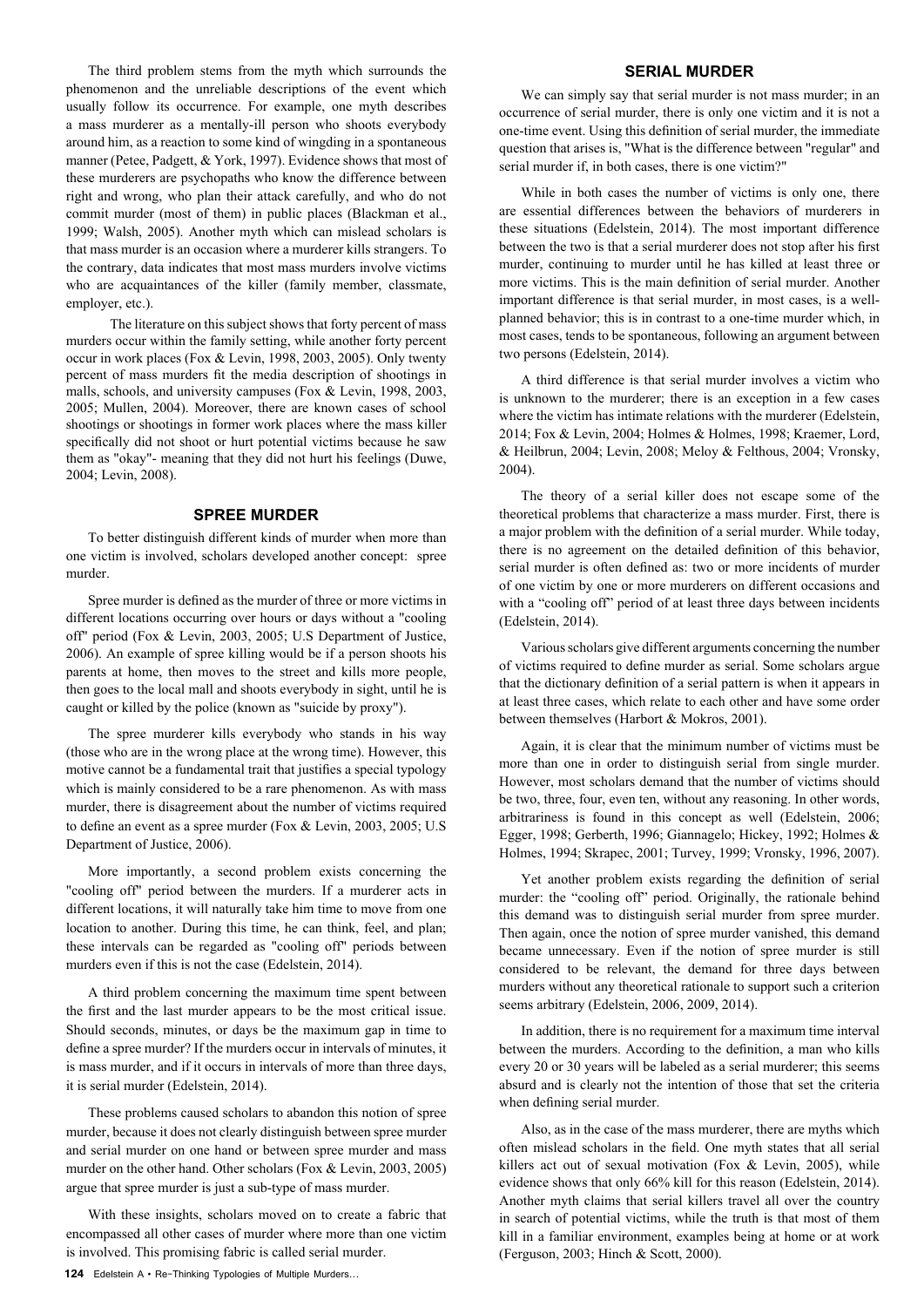The third problem stems from the myth which surrounds the phenomenon and the unreliable descriptions of the event which usually follow its occurrence. For example, one myth describes a mass murderer as a mentally-ill person who shoots everybody around him, as a reaction to some kind of wingding in a spontaneous manner (Petee, Padgett, & York, 1997). Evidence shows that most of these murderers are psychopaths who know the difference between right and wrong, who plan their attack carefully, and who do not commit murder (most of them) in public places (Blackman et al., 1999; Walsh, 2005). Another myth which can mislead scholars is that mass murder is an occasion where a murderer kills strangers. To the contrary, data indicates that most mass murders involve victims who are acquaintances of the killer (family member, classmate, employer, etc.).

The literature on this subject shows that forty percent of mass murders occur within the family setting, while another forty percent occur in work places (Fox & Levin, 1998, 2003, 2005). Only twenty percent of mass murders fit the media description of shootings in malls, schools, and university campuses (Fox & Levin, 1998, 2003, 2005; Mullen, 2004). Moreover, there are known cases of school shootings or shootings in former work places where the mass killer specifically did not shoot or hurt potential victims because he saw them as "okay"- meaning that they did not hurt his feelings (Duwe, 2004; Levin, 2008).

## SPREE MURDER

To better distinguish different kinds of murder when more than one victim is involved, scholars developed another concept: spree murder.

Spree murder is defined as the murder of three or more victims in different locations occurring over hours or days without a "cooling off" period (Fox & Levin, 2003, 2005; U.S Department of Justice, 2006). An example of spree killing would be if a person shoots his parents at home, then moves to the street and kills more people, then goes to the local mall and shoots everybody in sight, until he is caught or killed by the police (known as "suicide by proxy").

The spree murderer kills everybody who stands in his way (those who are in the wrong place at the wrong time). However, this motive cannot be a fundamental trait that justifies a special typology which is mainly considered to be a rare phenomenon. As with mass murder, there is disagreement about the number of victims required to define an event as a spree murder (Fox & Levin, 2003, 2005; U.S Department of Justice, 2006).

More importantly, a second problem exists concerning the "cooling off" period between the murders. If a murderer acts in different locations, it will naturally take him time to move from one location to another. During this time, he can think, feel, and plan; these intervals can be regarded as "cooling off" periods between murders even if this is not the case (Edelstein, 2014).

A third problem concerning the maximum time spent between the first and the last murder appears to be the most critical issue. Should seconds, minutes, or days be the maximum gap in time to define a spree murder? If the murders occur in intervals of minutes, it is mass murder, and if it occurs in intervals of more than three days, it is serial murder (Edelstein, 2014).

These problems caused scholars to abandon this notion of spree murder, because it does not clearly distinguish between spree murder and serial murder on one hand or between spree murder and mass murder on the other hand. Other scholars (Fox & Levin, 2003, 2005) argue that spree murder is just a sub-type of mass murder.

With these insights, scholars moved on to create a fabric that encompassed all other cases of murder where more than one victim is involved. This promising fabric is called serial murder.

## SERIAL MURDER

We can simply say that serial murder is not mass murder; in an occurrence of serial murder, there is only one victim and it is not a one-time event. Using this definition of serial murder, the immediate question that arises is, "What is the difference between "regular" and serial murder if, in both cases, there is one victim?"

While in both cases the number of victims is only one, there are essential differences between the behaviors of murderers in these situations (Edelstein, 2014). The most important difference between the two is that a serial murderer does not stop after his first murder, continuing to murder until he has killed at least three or more victims. This is the main definition of serial murder. Another important difference is that serial murder, in most cases, is a well-planned behavior; this is in contrast to a one-time murder which, in most cases, tends to be spontaneous, following an argument between two persons (Edelstein, 2014).

A third difference is that serial murder involves a victim who is unknown to the murderer; there is an exception in a few cases where the victim has intimate relations with the murderer (Edelstein, 2014; Fox & Levin, 2004; Holmes & Holmes, 1998; Kraemer, Lord, & Heilbrun, 2004; Levin, 2008; Meloy & Felthous, 2004; Vronsky, 2004).

The theory of a serial killer does not escape some of the theoretical problems that characterize a mass murder. First, there is a major problem with the definition of a serial murder. While today, there is no agreement on the detailed definition of this behavior, serial murder is often defined as: two or more incidents of murder of one victim by one or more murderers on different occasions and with a "cooling off" period of at least three days between incidents (Edelstein, 2014).

Various scholars give different arguments concerning the number of victims required to define murder as serial. Some scholars argue that the dictionary definition of a serial pattern is when it appears in at least three cases, which relate to each other and have some order between themselves (Harbort & Mokros, 2001).

Again, it is clear that the minimum number of victims must be more than one in order to distinguish serial from single murder. However, most scholars demand that the number of victims should be two, three, four, even ten, without any reasoning. In other words, arbitrariness is found in this concept as well (Edelstein, 2006; Egger, 1998; Gerberth, 1996; Giannagelo; Hickey, 1992; Holmes & Holmes, 1994; Skrapec, 2001; Turvey, 1999; Vronsky, 1996, 2007).

Yet another problem exists regarding the definition of serial murder: the "cooling off" period. Originally, the rationale behind this demand was to distinguish serial murder from spree murder. Then again, once the notion of spree murder vanished, this demand became unnecessary. Even if the notion of spree murder is still considered to be relevant, the demand for three days between murders without any theoretical rationale to support such a criterion seems arbitrary (Edelstein, 2006, 2009, 2014).

In addition, there is no requirement for a maximum time interval between the murders. According to the definition, a man who kills every 20 or 30 years will be labeled as a serial murderer; this seems absurd and is clearly not the intention of those that set the criteria when defining serial murder.

Also, as in the case of the mass murderer, there are myths which often mislead scholars in the field. One myth states that all serial killers act out of sexual motivation (Fox & Levin, 2005), while evidence shows that only 66% kill for this reason (Edelstein, 2014). Another myth claims that serial killers travel all over the country in search of potential victims, while the truth is that most of them kill in a familiar environment, examples being at home or at work (Ferguson, 2003; Hinch & Scott, 2000).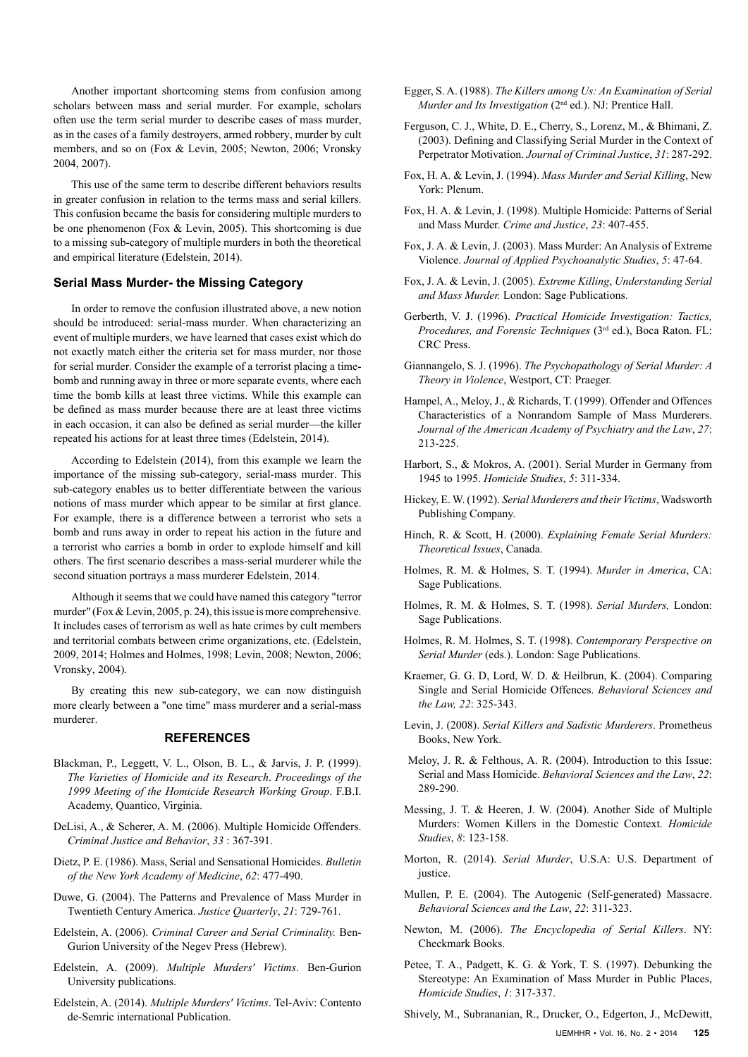Another important shortcoming stems from confusion among scholars between mass and serial murder. For example, scholars often use the term serial murder to describe cases of mass murder, as in the cases of a family destroyers, armed robbery, murder by cult members, and so on (Fox & Levin, 2005; Newton, 2006; Vronsky 2004, 2007).

This use of the same term to describe different behaviors results in greater confusion in relation to the terms mass and serial killers. This confusion became the basis for considering multiple murders to be one phenomenon (Fox & Levin, 2005). This shortcoming is due to a missing sub-category of multiple murders in both the theoretical and empirical literature (Edelstein, 2014).

### Serial Mass Murder- the Missing Category

In order to remove the confusion illustrated above, a new notion should be introduced: serial-mass murder. When characterizing an event of multiple murders, we have learned that cases exist which do not exactly match either the criteria set for mass murder, nor those for serial murder. Consider the example of a terrorist placing a time-bomb and running away in three or more separate events, where each time the bomb kills at least three victims. While this example can be defined as mass murder because there are at least three victims in each occasion, it can also be defined as serial murder—the killer repeated his actions for at least three times (Edelstein, 2014).

According to Edelstein (2014), from this example we learn the importance of the missing sub-category, serial-mass murder. This sub-category enables us to better differentiate between the various notions of mass murder which appear to be similar at first glance. For example, there is a difference between a terrorist who sets a bomb and runs away in order to repeat his action in the future and a terrorist who carries a bomb in order to explode himself and kill others. The first scenario describes a mass-serial murderer while the second situation portrays a mass murderer Edelstein, 2014.

Although it seems that we could have named this category "terror murder" (Fox & Levin, 2005, p. 24), this issue is more comprehensive. It includes cases of terrorism as well as hate crimes by cult members and territorial combats between crime organizations, etc. (Edelstein, 2009, 2014; Holmes and Holmes, 1998; Levin, 2008; Newton, 2006; Vronsky, 2004).

By creating this new sub-category, we can now distinguish more clearly between a "one time" mass murderer and a serial-mass murderer.

## REFERENCES

Blackman, P., Leggett, V. L., Olson, B. L., & Jarvis, J. P. (1999). *The Varieties of Homicide and its Research*. *Proceedings of the 1999 Meeting of the Homicide Research Working Group*. F.B.I. Academy, Quantico, Virginia.

DeLisi, A., & Scherer, A. M. (2006). Multiple Homicide Offenders. *Criminal Justice and Behavior*, *33* : 367-391.

Dietz, P. E. (1986). Mass, Serial and Sensational Homicides. *Bulletin of the New York Academy of Medicine*, *62*: 477-490.

Duwe, G. (2004). The Patterns and Prevalence of Mass Murder in Twentieth Century America. *Justice Quarterly*, *21*: 729-761.

Edelstein, A. (2006). *Criminal Career and Serial Criminality.* Ben-Gurion University of the Negev Press (Hebrew).

Edelstein, A. (2009). *Multiple Murders' Victims*. Ben-Gurion University publications.

Edelstein, A. (2014). *Multiple Murders' Victims*. Tel-Aviv: Contento de-Semric international Publication.

Egger, S. A. (1988). *The Killers among Us: An Examination of Serial Murder and Its Investigation* (2nd ed.). NJ: Prentice Hall.

Ferguson, C. J., White, D. E., Cherry, S., Lorenz, M., & Bhimani, Z. (2003). Defining and Classifying Serial Murder in the Context of Perpetrator Motivation. *Journal of Criminal Justice*, *31*: 287-292.

Fox, H. A. & Levin, J. (1994). *Mass Murder and Serial Killing*, New York: Plenum.

Fox, H. A. & Levin, J. (1998). Multiple Homicide: Patterns of Serial and Mass Murder. *Crime and Justice*, *23*: 407-455.

Fox, J. A. & Levin, J. (2003). Mass Murder: An Analysis of Extreme Violence. *Journal of Applied Psychoanalytic Studies*, *5*: 47-64.

Fox, J. A. & Levin, J. (2005). *Extreme Killing*, *Understanding Serial and Mass Murder.* London: Sage Publications.

Gerberth, V. J. (1996). *Practical Homicide Investigation: Tactics, Procedures, and Forensic Techniques* (3rd ed.), Boca Raton. FL: CRC Press.

Giannangelo, S. J. (1996). *The Psychopathology of Serial Murder: A Theory in Violence*, Westport, CT: Praeger.

Hampel, A., Meloy, J., & Richards, T. (1999). Offender and Offences Characteristics of a Nonrandom Sample of Mass Murderers. *Journal of the American Academy of Psychiatry and the Law*, *27*: 213-225.

Harbort, S., & Mokros, A. (2001). Serial Murder in Germany from 1945 to 1995. *Homicide Studies*, *5*: 311-334.

Hickey, E. W. (1992). *Serial Murderers and their Victims*, Wadsworth Publishing Company.

Hinch, R. & Scott, H. (2000). *Explaining Female Serial Murders: Theoretical Issues*, Canada.

Holmes, R. M. & Holmes, S. T. (1994). *Murder in America*, CA: Sage Publications.

Holmes, R. M. & Holmes, S. T. (1998). *Serial Murders,* London: Sage Publications.

Holmes, R. M. Holmes, S. T. (1998). *Contemporary Perspective on Serial Murder* (eds.). London: Sage Publications.

Kraemer, G. G. D, Lord, W. D. & Heilbrun, K. (2004). Comparing Single and Serial Homicide Offences. *Behavioral Sciences and the Law, 22*: 325-343.

Levin, J. (2008). *Serial Killers and Sadistic Murderers*. Prometheus Books, New York.

Meloy, J. R. & Felthous, A. R. (2004). Introduction to this Issue: Serial and Mass Homicide. *Behavioral Sciences and the Law*, *22*: 289-290.

Messing, J. T. & Heeren, J. W. (2004). Another Side of Multiple Murders: Women Killers in the Domestic Context. *Homicide Studies*, *8*: 123-158.

Morton, R. (2014). *Serial Murder*, U.S.A: U.S. Department of justice.

Mullen, P. E. (2004). The Autogenic (Self-generated) Massacre. *Behavioral Sciences and the Law*, *22*: 311-323.

Newton, M. (2006). *The Encyclopedia of Serial Killers*. NY: Checkmark Books.

Petee, T. A., Padgett, K. G. & York, T. S. (1997). Debunking the Stereotype: An Examination of Mass Murder in Public Places, *Homicide Studies*, *1*: 317-337.

Shively, M., Subrananian, R., Drucker, O., Edgerton, J., McDewitt,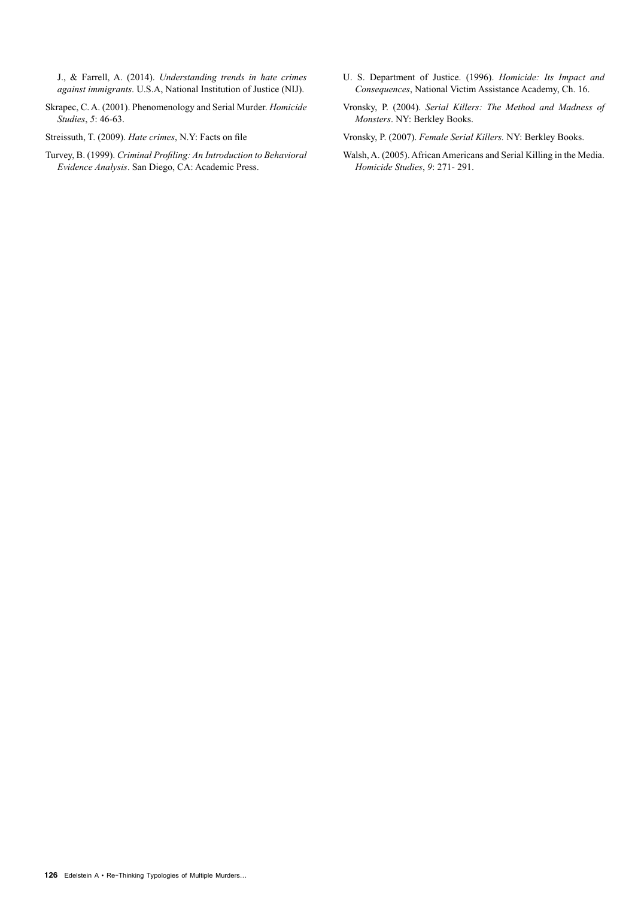J., & Farrell, A. (2014). *Understanding trends in hate crimes against immigrants*. U.S.A, National Institution of Justice (NIJ).

Skrapec, C. A. (2001). Phenomenology and Serial Murder. *Homicide Studies*, *5*: 46-63.

Streissuth, T. (2009). *Hate crimes*, N.Y: Facts on file

Turvey, B. (1999). *Criminal Profiling: An Introduction to Behavioral Evidence Analysis*. San Diego, CA: Academic Press.

U. S. Department of Justice. (1996). *Homicide: Its Impact and Consequences*, National Victim Assistance Academy, Ch. 16.

Vronsky, P. (2004). *Serial Killers: The Method and Madness of Monsters*. NY: Berkley Books.

Vronsky, P. (2007). *Female Serial Killers.* NY: Berkley Books.

Walsh, A. (2005). African Americans and Serial Killing in the Media. *Homicide Studies*, *9*: 271- 291.